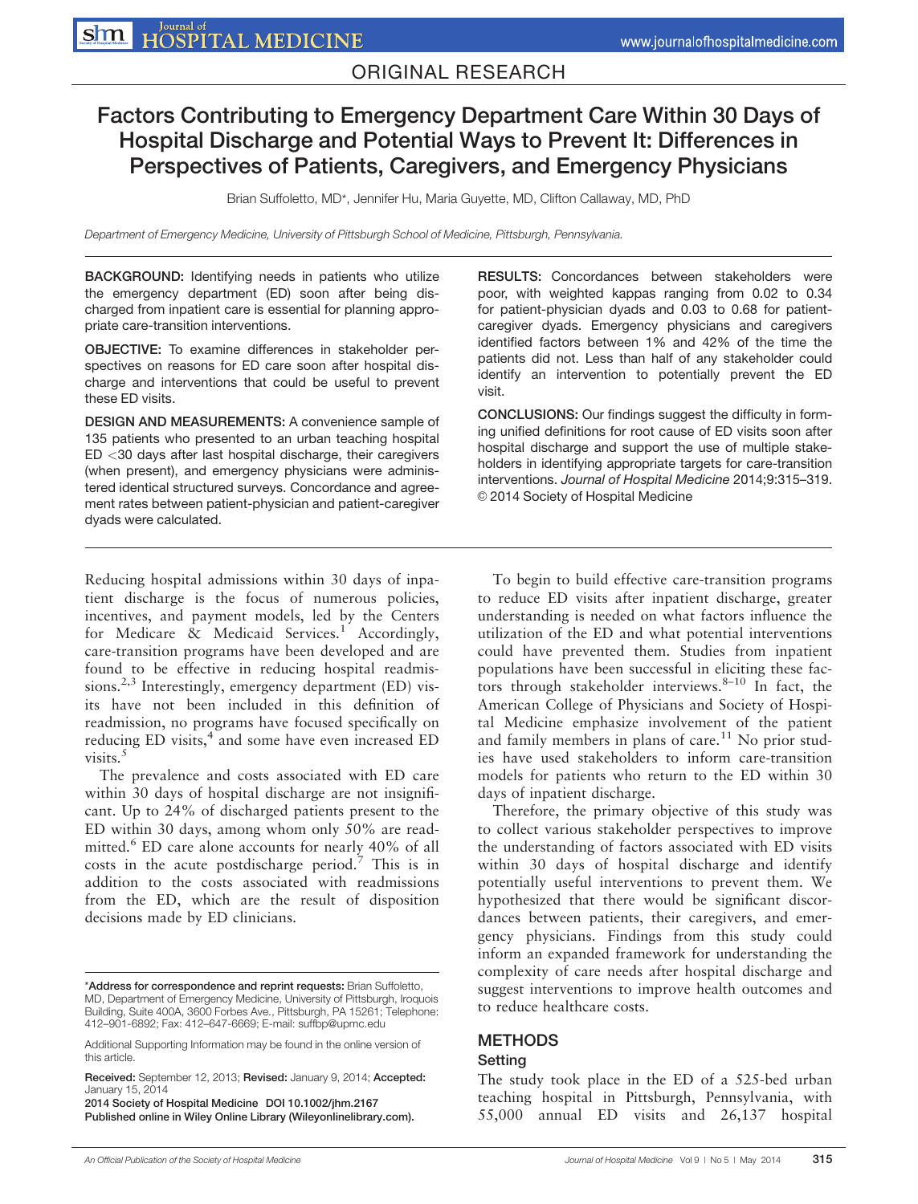ORIGINAL RESEARCH

# Factors Contributing to Emergency Department Care Within 30 Days of Hospital Discharge and Potential Ways to Prevent It: Differences in Perspectives of Patients, Caregivers, and Emergency Physicians

Brian Suffoletto, MD*, Jennifer Hu, Maria Guyette, MD, Clifton Callaway, MD, PhD

*Department of Emergency Medicine, University of Pittsburgh School of Medicine, Pittsburgh, Pennsylvania.*

**BACKGROUND:** Identifying needs in patients who utilize the emergency department (ED) soon after being discharged from inpatient care is essential for planning appropriate care-transition interventions.

**OBJECTIVE:** To examine differences in stakeholder perspectives on reasons for ED care soon after hospital discharge and interventions that could be useful to prevent these ED visits.

**DESIGN AND MEASUREMENTS:** A convenience sample of 135 patients who presented to an urban teaching hospital ED <30 days after last hospital discharge, their caregivers (when present), and emergency physicians were administered identical structured surveys. Concordance and agreement rates between patient-physician and patient-caregiver dyads were calculated.

**RESULTS:** Concordances between stakeholders were poor, with weighted kappas ranging from 0.02 to 0.34 for patient-physician dyads and 0.03 to 0.68 for patient-caregiver dyads. Emergency physicians and caregivers identified factors between 1% and 42% of the time the patients did not. Less than half of any stakeholder could identify an intervention to potentially prevent the ED visit.

**CONCLUSIONS:** Our findings suggest the difficulty in forming unified definitions for root cause of ED visits soon after hospital discharge and support the use of multiple stakeholders in identifying appropriate targets for care-transition interventions. *Journal of Hospital Medicine* 2014;9:315–319. © 2014 Society of Hospital Medicine

Reducing hospital admissions within 30 days of inpatient discharge is the focus of numerous policies, incentives, and payment models, led by the Centers for Medicare & Medicaid Services.[1] Accordingly, care-transition programs have been developed and are found to be effective in reducing hospital readmissions.[2,3] Interestingly, emergency department (ED) visits have not been included in this definition of readmission, no programs have focused specifically on reducing ED visits,[4] and some have even increased ED visits.[5]

The prevalence and costs associated with ED care within 30 days of hospital discharge are not insignificant. Up to 24% of discharged patients present to the ED within 30 days, among whom only 50% are readmitted.[6] ED care alone accounts for nearly 40% of all costs in the acute postdischarge period.[7] This is in addition to the costs associated with readmissions from the ED, which are the result of disposition decisions made by ED clinicians.

To begin to build effective care-transition programs to reduce ED visits after inpatient discharge, greater understanding is needed on what factors influence the utilization of the ED and what potential interventions could have prevented them. Studies from inpatient populations have been successful in eliciting these factors through stakeholder interviews.[8–10] In fact, the American College of Physicians and Society of Hospital Medicine emphasize involvement of the patient and family members in plans of care.[11] No prior studies have used stakeholders to inform care-transition models for patients who return to the ED within 30 days of inpatient discharge.

Therefore, the primary objective of this study was to collect various stakeholder perspectives to improve the understanding of factors associated with ED visits within 30 days of hospital discharge and identify potentially useful interventions to prevent them. We hypothesized that there would be significant discordances between patients, their caregivers, and emergency physicians. Findings from this study could inform an expanded framework for understanding the complexity of care needs after hospital discharge and suggest interventions to improve health outcomes and to reduce healthcare costs.

## METHODS

### Setting

The study took place in the ED of a 525-bed urban teaching hospital in Pittsburgh, Pennsylvania, with 55,000 annual ED visits and 26,137 hospital

*Address for correspondence and reprint requests: Brian Suffoletto, MD, Department of Emergency Medicine, University of Pittsburgh, Iroquois Building, Suite 400A, 3600 Forbes Ave., Pittsburgh, PA 15261; Telephone: 412–901-6892; Fax: 412–647-6669; E-mail: suffbp@upmc.edu

Additional Supporting Information may be found in the online version of this article.

**Received:** September 12, 2013; **Revised:** January 9, 2014; **Accepted:** January 15, 2014

**2014 Society of Hospital Medicine DOI 10.1002/jhm.2167**
**Published online in Wiley Online Library (Wileyonlinelibrary.com).**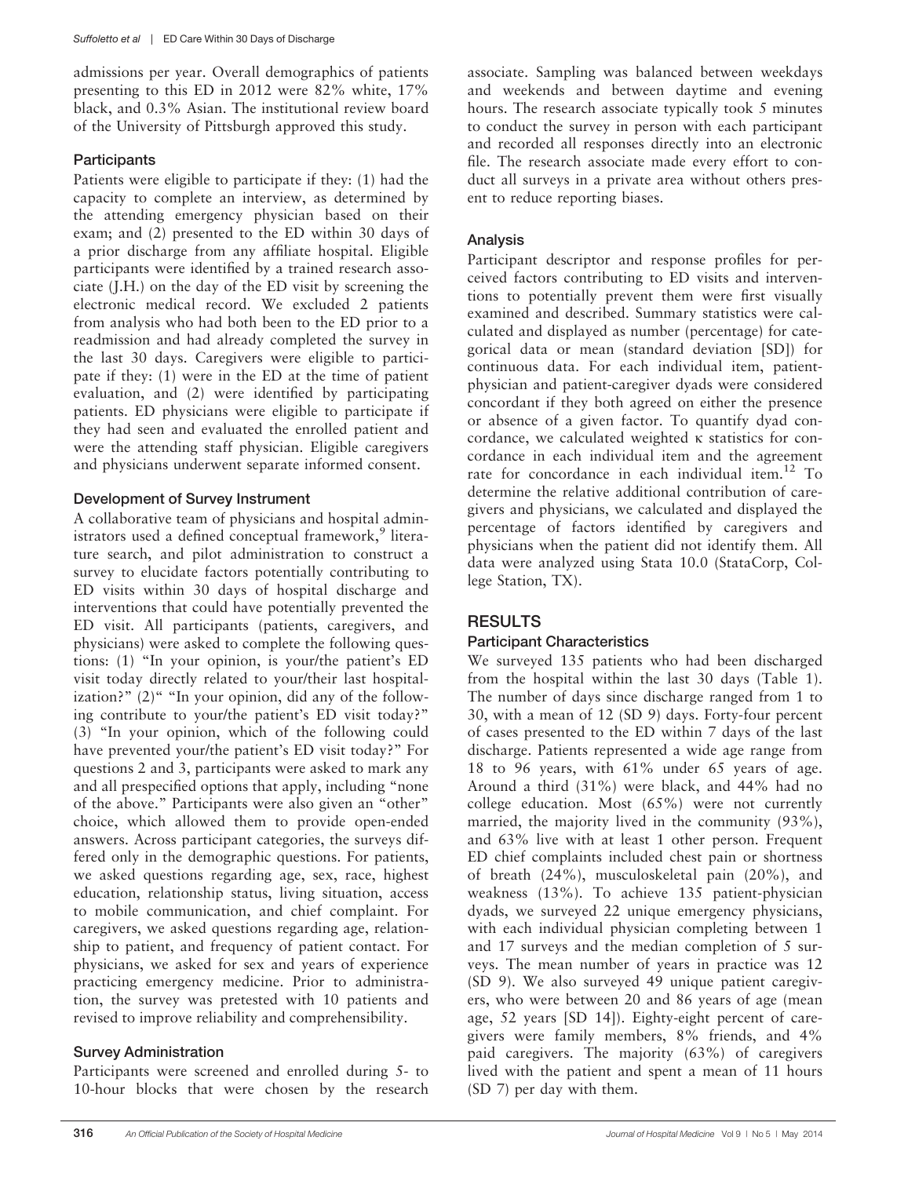admissions per year. Overall demographics of patients presenting to this ED in 2012 were 82% white, 17% black, and 0.3% Asian. The institutional review board of the University of Pittsburgh approved this study.

### Participants

Patients were eligible to participate if they: (1) had the capacity to complete an interview, as determined by the attending emergency physician based on their exam; and (2) presented to the ED within 30 days of a prior discharge from any affiliate hospital. Eligible participants were identified by a trained research associate (J.H.) on the day of the ED visit by screening the electronic medical record. We excluded 2 patients from analysis who had both been to the ED prior to a readmission and had already completed the survey in the last 30 days. Caregivers were eligible to participate if they: (1) were in the ED at the time of patient evaluation, and (2) were identified by participating patients. ED physicians were eligible to participate if they had seen and evaluated the enrolled patient and were the attending staff physician. Eligible caregivers and physicians underwent separate informed consent.

### Development of Survey Instrument

A collaborative team of physicians and hospital administrators used a defined conceptual framework,[9] literature search, and pilot administration to construct a survey to elucidate factors potentially contributing to ED visits within 30 days of hospital discharge and interventions that could have potentially prevented the ED visit. All participants (patients, caregivers, and physicians) were asked to complete the following questions: (1) "In your opinion, is your/the patient's ED visit today directly related to your/their last hospitalization?" (2)" "In your opinion, did any of the following contribute to your/the patient's ED visit today?" (3) "In your opinion, which of the following could have prevented your/the patient's ED visit today?" For questions 2 and 3, participants were asked to mark any and all prespecified options that apply, including "none of the above." Participants were also given an "other" choice, which allowed them to provide open-ended answers. Across participant categories, the surveys differed only in the demographic questions. For patients, we asked questions regarding age, sex, race, highest education, relationship status, living situation, access to mobile communication, and chief complaint. For caregivers, we asked questions regarding age, relationship to patient, and frequency of patient contact. For physicians, we asked for sex and years of experience practicing emergency medicine. Prior to administration, the survey was pretested with 10 patients and revised to improve reliability and comprehensibility.

### Survey Administration

Participants were screened and enrolled during 5- to 10-hour blocks that were chosen by the research associate. Sampling was balanced between weekdays and weekends and between daytime and evening hours. The research associate typically took 5 minutes to conduct the survey in person with each participant and recorded all responses directly into an electronic file. The research associate made every effort to conduct all surveys in a private area without others present to reduce reporting biases.

### Analysis

Participant descriptor and response profiles for perceived factors contributing to ED visits and interventions to potentially prevent them were first visually examined and described. Summary statistics were calculated and displayed as number (percentage) for categorical data or mean (standard deviation [SD]) for continuous data. For each individual item, patient-physician and patient-caregiver dyads were considered concordant if they both agreed on either the presence or absence of a given factor. To quantify dyad concordance, we calculated weighted $\kappa$ statistics for concordance in each individual item and the agreement rate for concordance in each individual item.[12] To determine the relative additional contribution of caregivers and physicians, we calculated and displayed the percentage of factors identified by caregivers and physicians when the patient did not identify them. All data were analyzed using Stata 10.0 (StataCorp, College Station, TX).

## RESULTS

### Participant Characteristics

We surveyed 135 patients who had been discharged from the hospital within the last 30 days (Table 1). The number of days since discharge ranged from 1 to 30, with a mean of 12 (SD 9) days. Forty-four percent of cases presented to the ED within 7 days of the last discharge. Patients represented a wide age range from 18 to 96 years, with 61% under 65 years of age. Around a third (31%) were black, and 44% had no college education. Most (65%) were not currently married, the majority lived in the community (93%), and 63% live with at least 1 other person. Frequent ED chief complaints included chest pain or shortness of breath (24%), musculoskeletal pain (20%), and weakness (13%). To achieve 135 patient-physician dyads, we surveyed 22 unique emergency physicians, with each individual physician completing between 1 and 17 surveys and the median completion of 5 surveys. The mean number of years in practice was 12 (SD 9). We also surveyed 49 unique patient caregivers, who were between 20 and 86 years of age (mean age, 52 years [SD 14]). Eighty-eight percent of caregivers were family members, 8% friends, and 4% paid caregivers. The majority (63%) of caregivers lived with the patient and spent a mean of 11 hours (SD 7) per day with them.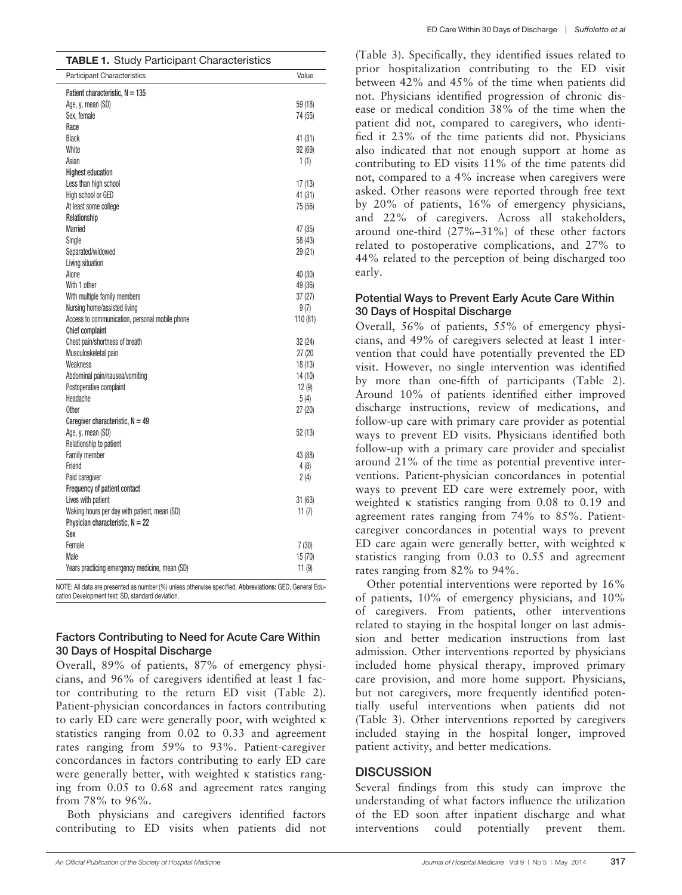**TABLE 1.** Study Participant Characteristics

| Participant Characteristics | Value |
|---|---|
| **Patient characteristic, N = 135** | |
| Age, y, mean (SD) | 59 (18) |
| Sex, female | 74 (55) |
| **Race** | |
| Black | 41 (31) |
| White | 92 (69) |
| Asian | 1 (1) |
| **Highest education** | |
| Less than high school | 17 (13) |
| High school or GED | 41 (31) |
| At least some college | 75 (56) |
| **Relationship** | |
| Married | 47 (35) |
| Single | 58 (43) |
| Separated/widowed | 29 (21) |
| Living situation | |
| Alone | 40 (30) |
| With 1 other | 49 (36) |
| With multiple family members | 37 (27) |
| Nursing home/assisted living | 9 (7) |
| Access to communication, personal mobile phone | 110 (81) |
| **Chief complaint** | |
| Chest pain/shortness of breath | 32 (24) |
| Musculoskeletal pain | 27 (20 |
| Weakness | 18 (13) |
| Abdominal pain/nausea/vomiting | 14 (10) |
| Postoperative complaint | 12 (9) |
| Headache | 5 (4) |
| Other | 27 (20) |
| **Caregiver characteristic, N = 49** | |
| Age, y, mean (SD) | 52 (13) |
| Relationship to patient | |
| Family member | 43 (88) |
| Friend | 4 (8) |
| Paid caregiver | 2 (4) |
| **Frequency of patient contact** | |
| Lives with patient | 31 (63) |
| Waking hours per day with patient, mean (SD) | 11 (7) |
| **Physician characteristic, N = 22** | |
| **Sex** | |
| Female | 7 (30) |
| Male | 15 (70) |
| Years practicing emergency medicine, mean (SD) | 11 (9) |

NOTE: All data are presented as number (%) unless otherwise specified. **Abbreviations:** GED, General Education Development test; SD, standard deviation.

### Factors Contributing to Need for Acute Care Within 30 Days of Hospital Discharge

Overall, 89% of patients, 87% of emergency physicians, and 96% of caregivers identified at least 1 factor contributing to the return ED visit (Table 2). Patient-physician concordances in factors contributing to early ED care were generally poor, with weighted κ statistics ranging from 0.02 to 0.33 and agreement rates ranging from 59% to 93%. Patient-caregiver concordances in factors contributing to early ED care were generally better, with weighted κ statistics ranging from 0.05 to 0.68 and agreement rates ranging from 78% to 96%.

Both physicians and caregivers identified factors contributing to ED visits when patients did not (Table 3). Specifically, they identified issues related to prior hospitalization contributing to the ED visit between 42% and 45% of the time when patients did not. Physicians identified progression of chronic disease or medical condition 38% of the time when the patient did not, compared to caregivers, who identified it 23% of the time patients did not. Physicians also indicated that not enough support at home as contributing to ED visits 11% of the time patents did not, compared to a 4% increase when caregivers were asked. Other reasons were reported through free text by 20% of patients, 16% of emergency physicians, and 22% of caregivers. Across all stakeholders, around one-third (27%–31%) of these other factors related to postoperative complications, and 27% to 44% related to the perception of being discharged too early.

### Potential Ways to Prevent Early Acute Care Within 30 Days of Hospital Discharge

Overall, 56% of patients, 55% of emergency physicians, and 49% of caregivers selected at least 1 intervention that could have potentially prevented the ED visit. However, no single intervention was identified by more than one-fifth of participants (Table 2). Around 10% of patients identified either improved discharge instructions, review of medications, and follow-up care with primary care provider as potential ways to prevent ED visits. Physicians identified both follow-up with a primary care provider and specialist around 21% of the time as potential preventive interventions. Patient-physician concordances in potential ways to prevent ED care were extremely poor, with weighted κ statistics ranging from 0.08 to 0.19 and agreement rates ranging from 74% to 85%. Patient-caregiver concordances in potential ways to prevent ED care again were generally better, with weighted κ statistics ranging from 0.03 to 0.55 and agreement rates ranging from 82% to 94%.

Other potential interventions were reported by 16% of patients, 10% of emergency physicians, and 10% of caregivers. From patients, other interventions related to staying in the hospital longer on last admission and better medication instructions from last admission. Other interventions reported by physicians included home physical therapy, improved primary care provision, and more home support. Physicians, but not caregivers, more frequently identified potentially useful interventions when patients did not (Table 3). Other interventions reported by caregivers included staying in the hospital longer, improved patient activity, and better medications.

## DISCUSSION

Several findings from this study can improve the understanding of what factors influence the utilization of the ED soon after inpatient discharge and what interventions could potentially prevent them.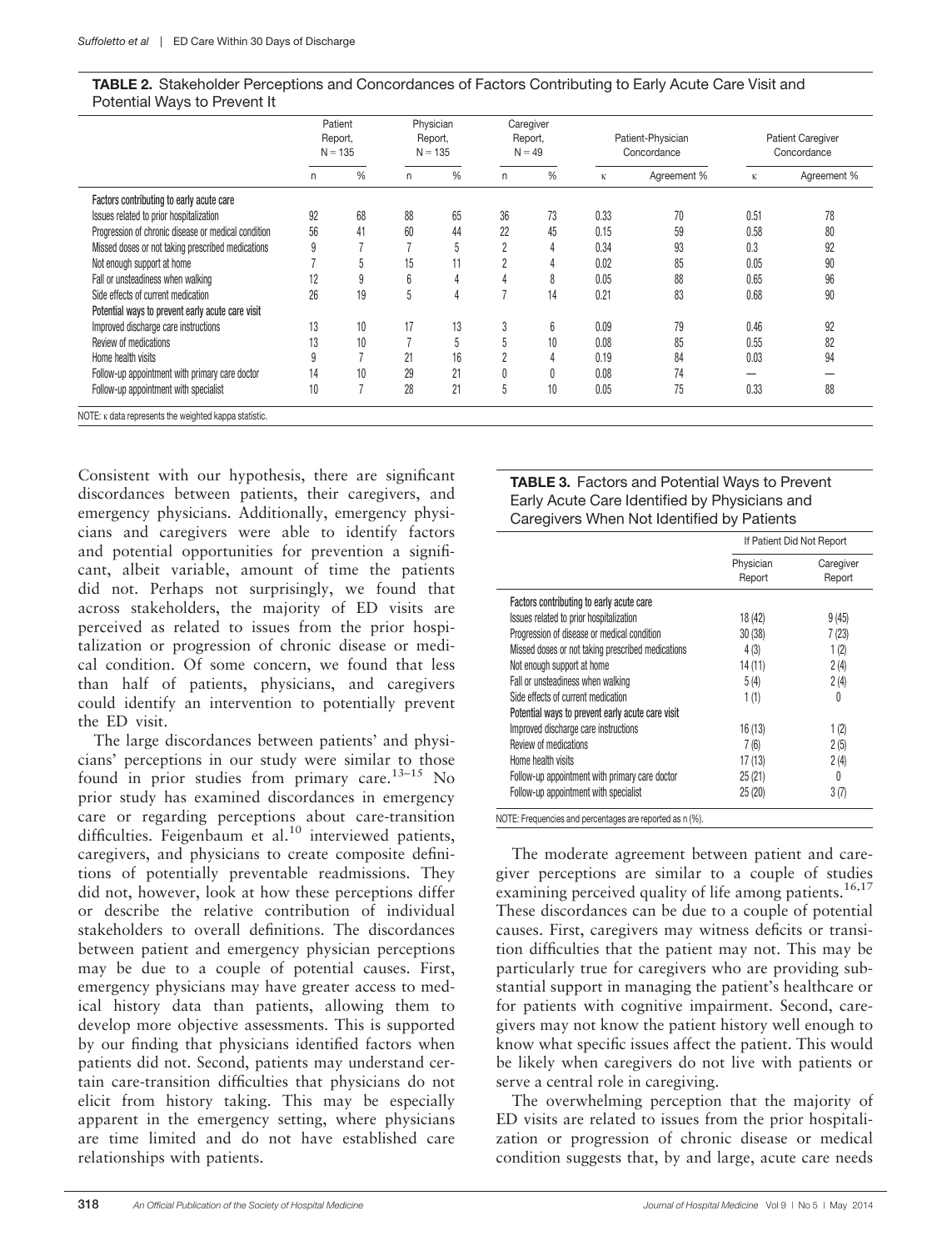**TABLE 2.** Stakeholder Perceptions and Concordances of Factors Contributing to Early Acute Care Visit and Potential Ways to Prevent It

| | Patient Report, N = 135 | | Physician Report, N = 135 | | Caregiver Report, N = 49 | | Patient-Physician Concordance | | Patient Caregiver Concordance | |
|---|---|---|---|---|---|---|---|---|---|---|
| | n | % | n | % | n | % | κ | Agreement % | κ | Agreement % |
| **Factors contributing to early acute care** | | | | | | | | | | |
| Issues related to prior hospitalization | 92 | 68 | 88 | 65 | 36 | 73 | 0.33 | 70 | 0.51 | 78 |
| Progression of chronic disease or medical condition | 56 | 41 | 60 | 44 | 22 | 45 | 0.15 | 59 | 0.58 | 80 |
| Missed doses or not taking prescribed medications | 9 | 7 | 7 | 5 | 2 | 4 | 0.34 | 93 | 0.3 | 92 |
| Not enough support at home | 7 | 5 | 15 | 11 | 2 | 4 | 0.02 | 85 | 0.05 | 90 |
| Fall or unsteadiness when walking | 12 | 9 | 6 | 4 | 4 | 8 | 0.05 | 88 | 0.65 | 96 |
| Side effects of current medication | 26 | 19 | 5 | 4 | 7 | 14 | 0.21 | 83 | 0.68 | 90 |
| **Potential ways to prevent early acute care visit** | | | | | | | | | | |
| Improved discharge care instructions | 13 | 10 | 17 | 13 | 3 | 6 | 0.09 | 79 | 0.46 | 92 |
| Review of medications | 13 | 10 | 7 | 5 | 5 | 10 | 0.08 | 85 | 0.55 | 82 |
| Home health visits | 9 | 7 | 21 | 16 | 2 | 4 | 0.19 | 84 | 0.03 | 94 |
| Follow-up appointment with primary care doctor | 14 | 10 | 29 | 21 | 0 | 0 | 0.08 | 74 | — | — |
| Follow-up appointment with specialist | 10 | 7 | 28 | 21 | 5 | 10 | 0.05 | 75 | 0.33 | 88 |

NOTE: κ data represents the weighted kappa statistic.

Consistent with our hypothesis, there are significant discordances between patients, their caregivers, and emergency physicians. Additionally, emergency physicians and caregivers were able to identify factors and potential opportunities for prevention a significant, albeit variable, amount of time the patients did not. Perhaps not surprisingly, we found that across stakeholders, the majority of ED visits are perceived as related to issues from the prior hospitalization or progression of chronic disease or medical condition. Of some concern, we found that less than half of patients, physicians, and caregivers could identify an intervention to potentially prevent the ED visit.

The large discordances between patients' and physicians' perceptions in our study were similar to those found in prior studies from primary care.[13–15] No prior study has examined discordances in emergency care or regarding perceptions about care-transition difficulties. Feigenbaum et al.[10] interviewed patients, caregivers, and physicians to create composite definitions of potentially preventable readmissions. They did not, however, look at how these perceptions differ or describe the relative contribution of individual stakeholders to overall definitions. The discordances between patient and emergency physician perceptions may be due to a couple of potential causes. First, emergency physicians may have greater access to medical history data than patients, allowing them to develop more objective assessments. This is supported by our finding that physicians identified factors when patients did not. Second, patients may understand certain care-transition difficulties that physicians do not elicit from history taking. This may be especially apparent in the emergency setting, where physicians are time limited and do not have established care relationships with patients.

**TABLE 3.** Factors and Potential Ways to Prevent Early Acute Care Identified by Physicians and Caregivers When Not Identified by Patients

| | If Patient Did Not Report | |
|---|---|---|
| | Physician Report | Caregiver Report |
| **Factors contributing to early acute care** | | |
| Issues related to prior hospitalization | 18 (42) | 9 (45) |
| Progression of disease or medical condition | 30 (38) | 7 (23) |
| Missed doses or not taking prescribed medications | 4 (3) | 1 (2) |
| Not enough support at home | 14 (11) | 2 (4) |
| Fall or unsteadiness when walking | 5 (4) | 2 (4) |
| Side effects of current medication | 1 (1) | 0 |
| **Potential ways to prevent early acute care visit** | | |
| Improved discharge care instructions | 16 (13) | 1 (2) |
| Review of medications | 7 (6) | 2 (5) |
| Home health visits | 17 (13) | 2 (4) |
| Follow-up appointment with primary care doctor | 25 (21) | 0 |
| Follow-up appointment with specialist | 25 (20) | 3 (7) |

NOTE: Frequencies and percentages are reported as n (%).

The moderate agreement between patient and caregiver perceptions are similar to a couple of studies examining perceived quality of life among patients.[16,17] These discordances can be due to a couple of potential causes. First, caregivers may witness deficits or transition difficulties that the patient may not. This may be particularly true for caregivers who are providing substantial support in managing the patient's healthcare or for patients with cognitive impairment. Second, caregivers may not know the patient history well enough to know what specific issues affect the patient. This would be likely when caregivers do not live with patients or serve a central role in caregiving.

The overwhelming perception that the majority of ED visits are related to issues from the prior hospitalization or progression of chronic disease or medical condition suggests that, by and large, acute care needs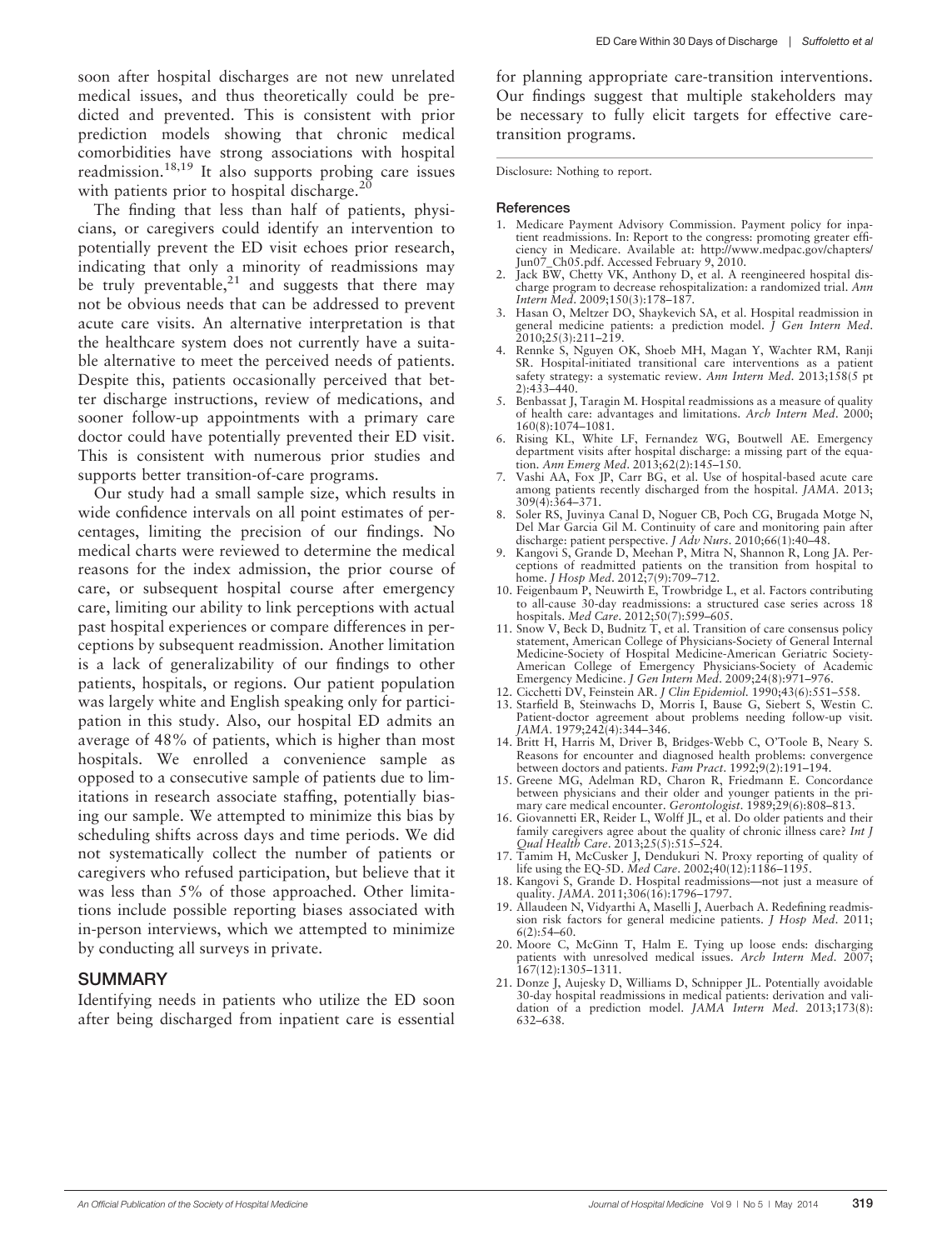soon after hospital discharges are not new unrelated medical issues, and thus theoretically could be predicted and prevented. This is consistent with prior prediction models showing that chronic medical comorbidities have strong associations with hospital readmission.[18,19] It also supports probing care issues with patients prior to hospital discharge.[20]

The finding that less than half of patients, physicians, or caregivers could identify an intervention to potentially prevent the ED visit echoes prior research, indicating that only a minority of readmissions may be truly preventable,[21] and suggests that there may not be obvious needs that can be addressed to prevent acute care visits. An alternative interpretation is that the healthcare system does not currently have a suitable alternative to meet the perceived needs of patients. Despite this, patients occasionally perceived that better discharge instructions, review of medications, and sooner follow-up appointments with a primary care doctor could have potentially prevented their ED visit. This is consistent with numerous prior studies and supports better transition-of-care programs.

Our study had a small sample size, which results in wide confidence intervals on all point estimates of percentages, limiting the precision of our findings. No medical charts were reviewed to determine the medical reasons for the index admission, the prior course of care, or subsequent hospital course after emergency care, limiting our ability to link perceptions with actual past hospital experiences or compare differences in perceptions by subsequent readmission. Another limitation is a lack of generalizability of our findings to other patients, hospitals, or regions. Our patient population was largely white and English speaking only for participation in this study. Also, our hospital ED admits an average of 48% of patients, which is higher than most hospitals. We enrolled a convenience sample as opposed to a consecutive sample of patients due to limitations in research associate staffing, potentially biasing our sample. We attempted to minimize this bias by scheduling shifts across days and time periods. We did not systematically collect the number of patients or caregivers who refused participation, but believe that it was less than 5% of those approached. Other limitations include possible reporting biases associated with in-person interviews, which we attempted to minimize by conducting all surveys in private.

## SUMMARY

Identifying needs in patients who utilize the ED soon after being discharged from inpatient care is essential for planning appropriate care-transition interventions. Our findings suggest that multiple stakeholders may be necessary to fully elicit targets for effective care-transition programs.

Disclosure: Nothing to report.

### References

1. Medicare Payment Advisory Commission. Payment policy for inpatient readmissions. In: Report to the congress: promoting greater efficiency in Medicare. Available at: http://www.medpac.gov/chapters/Jun07_Ch05.pdf. Accessed February 9, 2010.
2. Jack BW, Chetty VK, Anthony D, et al. A reengineered hospital discharge program to decrease rehospitalization: a randomized trial. *Ann Intern Med*. 2009;150(3):178–187.
3. Hasan O, Meltzer DO, Shaykevich SA, et al. Hospital readmission in general medicine patients: a prediction model. *J Gen Intern Med*. 2010;25(3):211–219.
4. Rennke S, Nguyen OK, Shoeb MH, Magan Y, Wachter RM, Ranji SR. Hospital-initiated transitional care interventions as a patient safety strategy: a systematic review. *Ann Intern Med*. 2013;158(5 pt 2):433–440.
5. Benbassat J, Taragin M. Hospital readmissions as a measure of quality of health care: advantages and limitations. *Arch Intern Med*. 2000;160(8):1074–1081.
6. Rising KL, White LF, Fernandez WG, Boutwell AE. Emergency department visits after hospital discharge: a missing part of the equation. *Ann Emerg Med*. 2013;62(2):145–150.
7. Vashi AA, Fox JP, Carr BG, et al. Use of hospital-based acute care among patients recently discharged from the hospital. *JAMA*. 2013;309(4):364–371.
8. Soler RS, Juvinya Canal D, Noguer CB, Poch CG, Brugada Motge N, Del Mar Garcia Gil M. Continuity of care and monitoring pain after discharge: patient perspective. *J Adv Nurs*. 2010;66(1):40–48.
9. Kangovi S, Grande D, Meehan P, Mitra N, Shannon R, Long JA. Perceptions of readmitted patients on the transition from hospital to home. *J Hosp Med*. 2012;7(9):709–712.
10. Feigenbaum P, Neuwirth E, Trowbridge L, et al. Factors contributing to all-cause 30-day readmissions: a structured case series across 18 hospitals. *Med Care*. 2012;50(7):599–605.
11. Snow V, Beck D, Budnitz T, et al. Transition of care consensus policy statement, American College of Physicians-Society of General Internal Medicine-Society of Hospital Medicine-American Geriatric Society-American College of Emergency Physicians-Society of Academic Emergency Medicine. *J Gen Intern Med*. 2009;24(8):971–976.
12. Cicchetti DV, Feinstein AR. *J Clin Epidemiol*. 1990;43(6):551–558.
13. Starfield B, Steinwachs D, Morris I, Bause G, Siebert S, Westin C. Patient-doctor agreement about problems needing follow-up visit. *JAMA*. 1979;242(4):344–346.
14. Britt H, Harris M, Driver B, Bridges-Webb C, O'Toole B, Neary S. Reasons for encounter and diagnosed health problems: convergence between doctors and patients. *Fam Pract*. 1992;9(2):191–194.
15. Greene MG, Adelman RD, Charon R, Friedmann E. Concordance between physicians and their older and younger patients in the primary care medical encounter. *Gerontologist*. 1989;29(6):808–813.
16. Giovannetti ER, Reider L, Wolff JL, et al. Do older patients and their family caregivers agree about the quality of chronic illness care? *Int J Qual Health Care*. 2013;25(5):515–524.
17. Tamim H, McCusker J, Dendukuri N. Proxy reporting of quality of life using the EQ-5D. *Med Care*. 2002;40(12):1186–1195.
18. Kangovi S, Grande D. Hospital readmissions—not just a measure of quality. *JAMA*. 2011;306(16):1796–1797.
19. Allaudeen N, Vidyarthi A, Maselli J, Auerbach A. Redefining readmission risk factors for general medicine patients. *J Hosp Med*. 2011;6(2):54–60.
20. Moore C, McGinn T, Halm E. Tying up loose ends: discharging patients with unresolved medical issues. *Arch Intern Med*. 2007;167(12):1305–1311.
21. Donze J, Aujesky D, Williams D, Schnipper JL. Potentially avoidable 30-day hospital readmissions in medical patients: derivation and validation of a prediction model. *JAMA Intern Med*. 2013;173(8):632–638.